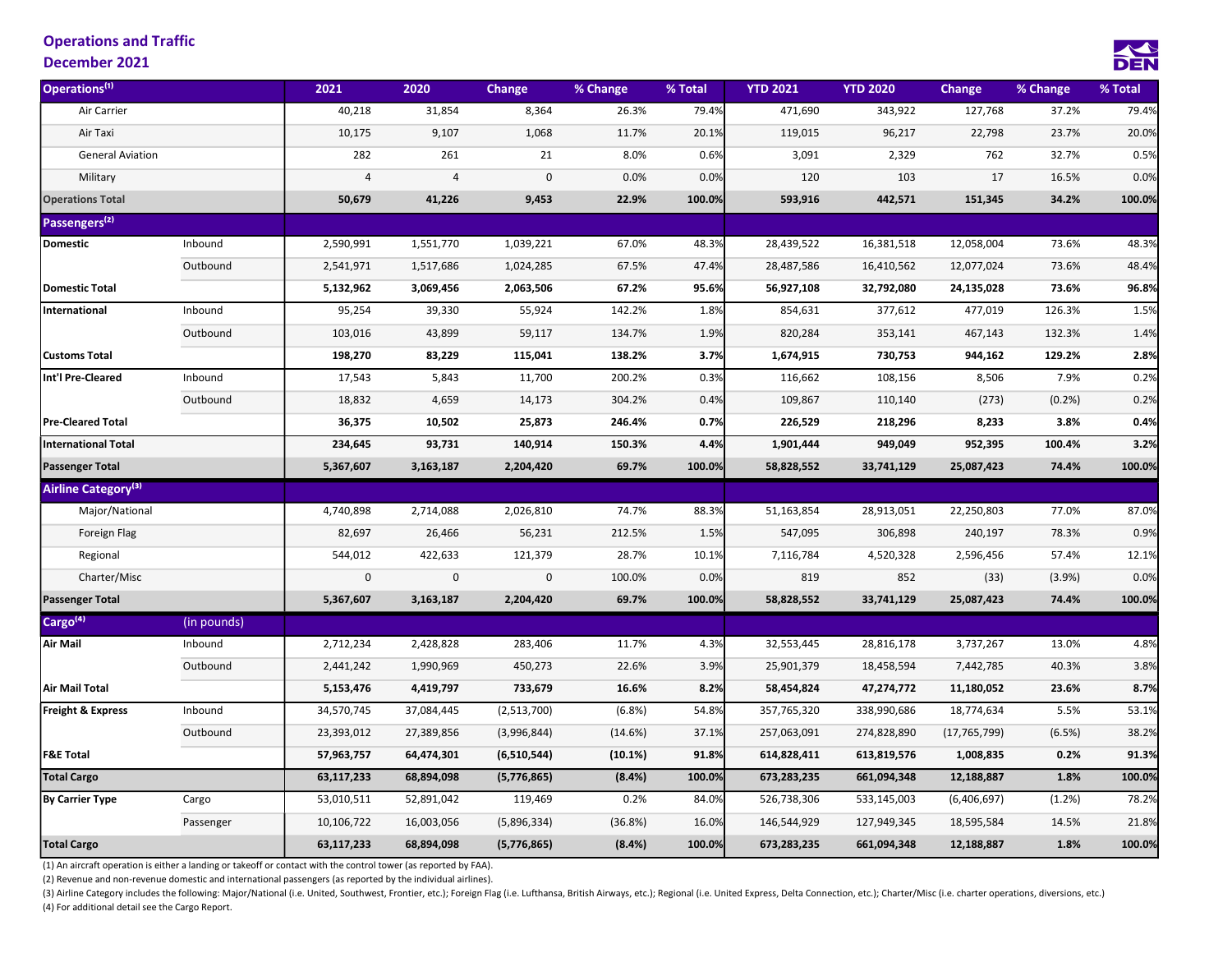# Operations and Traffic

## December 2021

| Operations[1] | | 2021 | 2020 | Change | % Change | % Total | YTD 2021 | YTD 2020 | Change | % Change | % Total |
|---|---|---|---|---|---|---|---|---|---|---|---|
| Air Carrier | | 40,218 | 31,854 | 8,364 | 26.3% | 79.4% | 471,690 | 343,922 | 127,768 | 37.2% | 79.4% |
| Air Taxi | | 10,175 | 9,107 | 1,068 | 11.7% | 20.1% | 119,015 | 96,217 | 22,798 | 23.7% | 20.0% |
| General Aviation | | 282 | 261 | 21 | 8.0% | 0.6% | 3,091 | 2,329 | 762 | 32.7% | 0.5% |
| Military | | 4 | 4 | 0 | 0.0% | 0.0% | 120 | 103 | 17 | 16.5% | 0.0% |
| **Operations Total** | | **50,679** | **41,226** | **9,453** | **22.9%** | **100.0%** | **593,916** | **442,571** | **151,345** | **34.2%** | **100.0%** |
| **Passengers[2]** | | | | | | | | | | | |
| **Domestic** | Inbound | 2,590,991 | 1,551,770 | 1,039,221 | 67.0% | 48.3% | 28,439,522 | 16,381,518 | 12,058,004 | 73.6% | 48.3% |
| | Outbound | 2,541,971 | 1,517,686 | 1,024,285 | 67.5% | 47.4% | 28,487,586 | 16,410,562 | 12,077,024 | 73.6% | 48.4% |
| **Domestic Total** | | **5,132,962** | **3,069,456** | **2,063,506** | **67.2%** | **95.6%** | **56,927,108** | **32,792,080** | **24,135,028** | **73.6%** | **96.8%** |
| **International** | Inbound | 95,254 | 39,330 | 55,924 | 142.2% | 1.8% | 854,631 | 377,612 | 477,019 | 126.3% | 1.5% |
| | Outbound | 103,016 | 43,899 | 59,117 | 134.7% | 1.9% | 820,284 | 353,141 | 467,143 | 132.3% | 1.4% |
| **Customs Total** | | **198,270** | **83,229** | **115,041** | **138.2%** | **3.7%** | **1,674,915** | **730,753** | **944,162** | **129.2%** | **2.8%** |
| **Int'l Pre-Cleared** | Inbound | 17,543 | 5,843 | 11,700 | 200.2% | 0.3% | 116,662 | 108,156 | 8,506 | 7.9% | 0.2% |
| | Outbound | 18,832 | 4,659 | 14,173 | 304.2% | 0.4% | 109,867 | 110,140 | (273) | (0.2%) | 0.2% |
| **Pre-Cleared Total** | | **36,375** | **10,502** | **25,873** | **246.4%** | **0.7%** | **226,529** | **218,296** | **8,233** | **3.8%** | **0.4%** |
| **International Total** | | **234,645** | **93,731** | **140,914** | **150.3%** | **4.4%** | **1,901,444** | **949,049** | **952,395** | **100.4%** | **3.2%** |
| **Passenger Total** | | **5,367,607** | **3,163,187** | **2,204,420** | **69.7%** | **100.0%** | **58,828,552** | **33,741,129** | **25,087,423** | **74.4%** | **100.0%** |
| **Airline Category[3]** | | | | | | | | | | | |
| Major/National | | 4,740,898 | 2,714,088 | 2,026,810 | 74.7% | 88.3% | 51,163,854 | 28,913,051 | 22,250,803 | 77.0% | 87.0% |
| Foreign Flag | | 82,697 | 26,466 | 56,231 | 212.5% | 1.5% | 547,095 | 306,898 | 240,197 | 78.3% | 0.9% |
| Regional | | 544,012 | 422,633 | 121,379 | 28.7% | 10.1% | 7,116,784 | 4,520,328 | 2,596,456 | 57.4% | 12.1% |
| Charter/Misc | | 0 | 0 | 0 | 100.0% | 0.0% | 819 | 852 | (33) | (3.9%) | 0.0% |
| **Passenger Total** | | **5,367,607** | **3,163,187** | **2,204,420** | **69.7%** | **100.0%** | **58,828,552** | **33,741,129** | **25,087,423** | **74.4%** | **100.0%** |
| **Cargo[4]** | (in pounds) | | | | | | | | | | |
| **Air Mail** | Inbound | 2,712,234 | 2,428,828 | 283,406 | 11.7% | 4.3% | 32,553,445 | 28,816,178 | 3,737,267 | 13.0% | 4.8% |
| | Outbound | 2,441,242 | 1,990,969 | 450,273 | 22.6% | 3.9% | 25,901,379 | 18,458,594 | 7,442,785 | 40.3% | 3.8% |
| **Air Mail Total** | | **5,153,476** | **4,419,797** | **733,679** | **16.6%** | **8.2%** | **58,454,824** | **47,274,772** | **11,180,052** | **23.6%** | **8.7%** |
| **Freight & Express** | Inbound | 34,570,745 | 37,084,445 | (2,513,700) | (6.8%) | 54.8% | 357,765,320 | 338,990,686 | 18,774,634 | 5.5% | 53.1% |
| | Outbound | 23,393,012 | 27,389,856 | (3,996,844) | (14.6%) | 37.1% | 257,063,091 | 274,828,890 | (17,765,799) | (6.5%) | 38.2% |
| **F&E Total** | | **57,963,757** | **64,474,301** | **(6,510,544)** | **(10.1%)** | **91.8%** | **614,828,411** | **613,819,576** | **1,008,835** | **0.2%** | **91.3%** |
| **Total Cargo** | | **63,117,233** | **68,894,098** | **(5,776,865)** | **(8.4%)** | **100.0%** | **673,283,235** | **661,094,348** | **12,188,887** | **1.8%** | **100.0%** |
| **By Carrier Type** | Cargo | 53,010,511 | 52,891,042 | 119,469 | 0.2% | 84.0% | 526,738,306 | 533,145,003 | (6,406,697) | (1.2%) | 78.2% |
| | Passenger | 10,106,722 | 16,003,056 | (5,896,334) | (36.8%) | 16.0% | 146,544,929 | 127,949,345 | 18,595,584 | 14.5% | 21.8% |
| **Total Cargo** | | **63,117,233** | **68,894,098** | **(5,776,865)** | **(8.4%)** | **100.0%** | **673,283,235** | **661,094,348** | **12,188,887** | **1.8%** | **100.0%** |

(1) An aircraft operation is either a landing or takeoff or contact with the control tower (as reported by FAA).

(2) Revenue and non-revenue domestic and international passengers (as reported by the individual airlines).

(3) Airline Category includes the following: Major/National (i.e. United, Southwest, Frontier, etc.); Foreign Flag (i.e. Lufthansa, British Airways, etc.); Regional (i.e. United Express, Delta Connection, etc.); Charter/Misc (i.e. charter operations, diversions, etc.)

(4) For additional detail see the Cargo Report.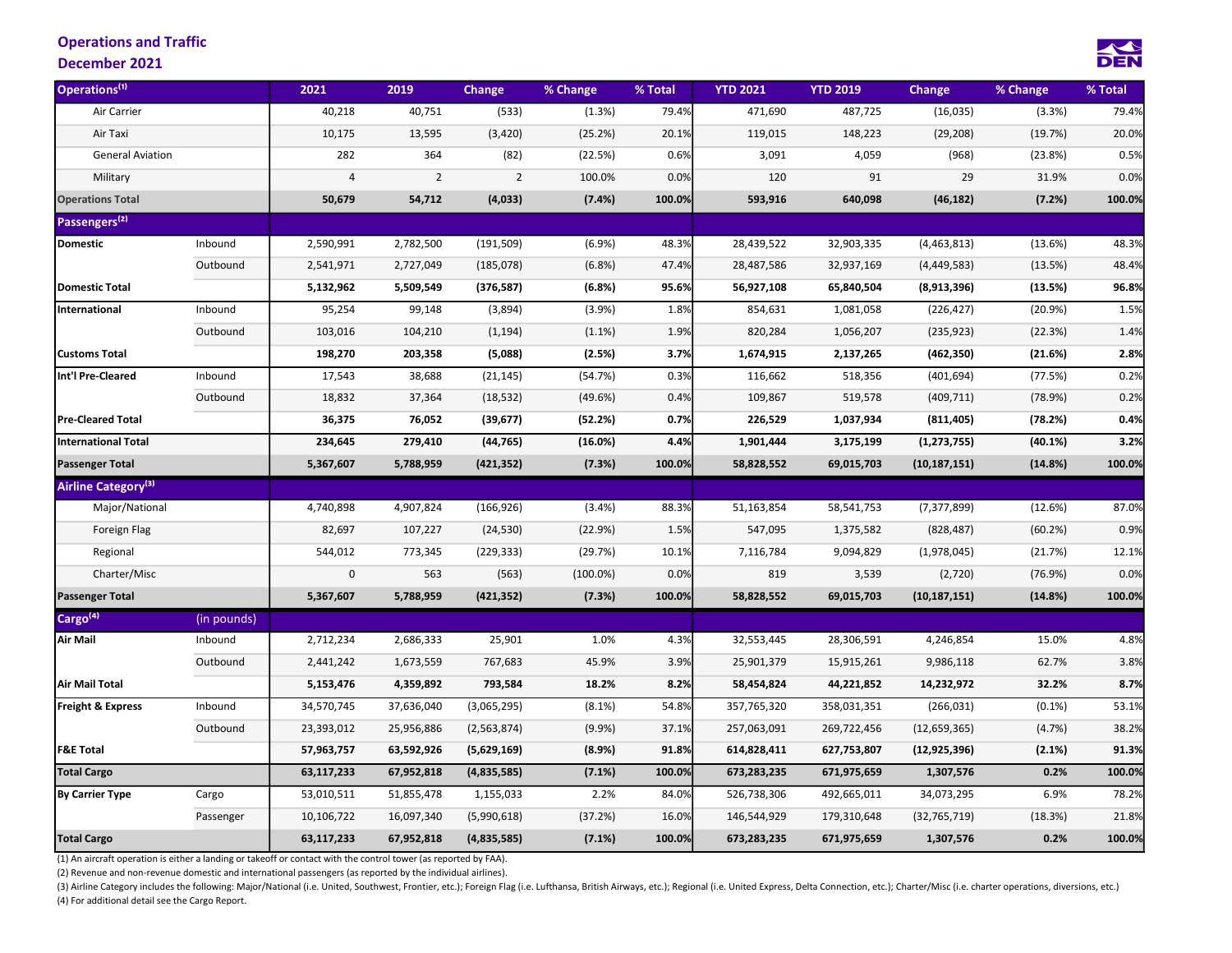## Operations and Traffic
## December 2021

| Operations[1] | | 2021 | 2019 | Change | % Change | % Total | YTD 2021 | YTD 2019 | Change | % Change | % Total |
|---|---|---|---|---|---|---|---|---|---|---|---|
| Air Carrier | | 40,218 | 40,751 | (533) | (1.3%) | 79.4% | 471,690 | 487,725 | (16,035) | (3.3%) | 79.4% |
| Air Taxi | | 10,175 | 13,595 | (3,420) | (25.2%) | 20.1% | 119,015 | 148,223 | (29,208) | (19.7%) | 20.0% |
| General Aviation | | 282 | 364 | (82) | (22.5%) | 0.6% | 3,091 | 4,059 | (968) | (23.8%) | 0.5% |
| Military | | 4 | 2 | 2 | 100.0% | 0.0% | 120 | 91 | 29 | 31.9% | 0.0% |
| **Operations Total** | | **50,679** | **54,712** | **(4,033)** | **(7.4%)** | **100.0%** | **593,916** | **640,098** | **(46,182)** | **(7.2%)** | **100.0%** |
| **Passengers[2]** | | | | | | | | | | | |
| **Domestic** | Inbound | 2,590,991 | 2,782,500 | (191,509) | (6.9%) | 48.3% | 28,439,522 | 32,903,335 | (4,463,813) | (13.6%) | 48.3% |
| | Outbound | 2,541,971 | 2,727,049 | (185,078) | (6.8%) | 47.4% | 28,487,586 | 32,937,169 | (4,449,583) | (13.5%) | 48.4% |
| **Domestic Total** | | **5,132,962** | **5,509,549** | **(376,587)** | **(6.8%)** | **95.6%** | **56,927,108** | **65,840,504** | **(8,913,396)** | **(13.5%)** | **96.8%** |
| **International** | Inbound | 95,254 | 99,148 | (3,894) | (3.9%) | 1.8% | 854,631 | 1,081,058 | (226,427) | (20.9%) | 1.5% |
| | Outbound | 103,016 | 104,210 | (1,194) | (1.1%) | 1.9% | 820,284 | 1,056,207 | (235,923) | (22.3%) | 1.4% |
| **Customs Total** | | **198,270** | **203,358** | **(5,088)** | **(2.5%)** | **3.7%** | **1,674,915** | **2,137,265** | **(462,350)** | **(21.6%)** | **2.8%** |
| **Int'l Pre-Cleared** | Inbound | 17,543 | 38,688 | (21,145) | (54.7%) | 0.3% | 116,662 | 518,356 | (401,694) | (77.5%) | 0.2% |
| | Outbound | 18,832 | 37,364 | (18,532) | (49.6%) | 0.4% | 109,867 | 519,578 | (409,711) | (78.9%) | 0.2% |
| **Pre-Cleared Total** | | **36,375** | **76,052** | **(39,677)** | **(52.2%)** | **0.7%** | **226,529** | **1,037,934** | **(811,405)** | **(78.2%)** | **0.4%** |
| **International Total** | | **234,645** | **279,410** | **(44,765)** | **(16.0%)** | **4.4%** | **1,901,444** | **3,175,199** | **(1,273,755)** | **(40.1%)** | **3.2%** |
| **Passenger Total** | | **5,367,607** | **5,788,959** | **(421,352)** | **(7.3%)** | **100.0%** | **58,828,552** | **69,015,703** | **(10,187,151)** | **(14.8%)** | **100.0%** |
| **Airline Category[3]** | | | | | | | | | | | |
| Major/National | | 4,740,898 | 4,907,824 | (166,926) | (3.4%) | 88.3% | 51,163,854 | 58,541,753 | (7,377,899) | (12.6%) | 87.0% |
| Foreign Flag | | 82,697 | 107,227 | (24,530) | (22.9%) | 1.5% | 547,095 | 1,375,582 | (828,487) | (60.2%) | 0.9% |
| Regional | | 544,012 | 773,345 | (229,333) | (29.7%) | 10.1% | 7,116,784 | 9,094,829 | (1,978,045) | (21.7%) | 12.1% |
| Charter/Misc | | 0 | 563 | (563) | (100.0%) | 0.0% | 819 | 3,539 | (2,720) | (76.9%) | 0.0% |
| **Passenger Total** | | **5,367,607** | **5,788,959** | **(421,352)** | **(7.3%)** | **100.0%** | **58,828,552** | **69,015,703** | **(10,187,151)** | **(14.8%)** | **100.0%** |
| **Cargo[4]** | (in pounds) | | | | | | | | | | |
| **Air Mail** | Inbound | 2,712,234 | 2,686,333 | 25,901 | 1.0% | 4.3% | 32,553,445 | 28,306,591 | 4,246,854 | 15.0% | 4.8% |
| | Outbound | 2,441,242 | 1,673,559 | 767,683 | 45.9% | 3.9% | 25,901,379 | 15,915,261 | 9,986,118 | 62.7% | 3.8% |
| **Air Mail Total** | | **5,153,476** | **4,359,892** | **793,584** | **18.2%** | **8.2%** | **58,454,824** | **44,221,852** | **14,232,972** | **32.2%** | **8.7%** |
| **Freight & Express** | Inbound | 34,570,745 | 37,636,040 | (3,065,295) | (8.1%) | 54.8% | 357,765,320 | 358,031,351 | (266,031) | (0.1%) | 53.1% |
| | Outbound | 23,393,012 | 25,956,886 | (2,563,874) | (9.9%) | 37.1% | 257,063,091 | 269,722,456 | (12,659,365) | (4.7%) | 38.2% |
| **F&E Total** | | **57,963,757** | **63,592,926** | **(5,629,169)** | **(8.9%)** | **91.8%** | **614,828,411** | **627,753,807** | **(12,925,396)** | **(2.1%)** | **91.3%** |
| **Total Cargo** | | **63,117,233** | **67,952,818** | **(4,835,585)** | **(7.1%)** | **100.0%** | **673,283,235** | **671,975,659** | **1,307,576** | **0.2%** | **100.0%** |
| **By Carrier Type** | Cargo | 53,010,511 | 51,855,478 | 1,155,033 | 2.2% | 84.0% | 526,738,306 | 492,665,011 | 34,073,295 | 6.9% | 78.2% |
| | Passenger | 10,106,722 | 16,097,340 | (5,990,618) | (37.2%) | 16.0% | 146,544,929 | 179,310,648 | (32,765,719) | (18.3%) | 21.8% |
| **Total Cargo** | | **63,117,233** | **67,952,818** | **(4,835,585)** | **(7.1%)** | **100.0%** | **673,283,235** | **671,975,659** | **1,307,576** | **0.2%** | **100.0%** |

(1) An aircraft operation is either a landing or takeoff or contact with the control tower (as reported by FAA).

(2) Revenue and non-revenue domestic and international passengers (as reported by the individual airlines).

(3) Airline Category includes the following: Major/National (i.e. United, Southwest, Frontier, etc.); Foreign Flag (i.e. Lufthansa, British Airways, etc.); Regional (i.e. United Express, Delta Connection, etc.); Charter/Misc (i.e. charter operations, diversions, etc.)

(4) For additional detail see the Cargo Report.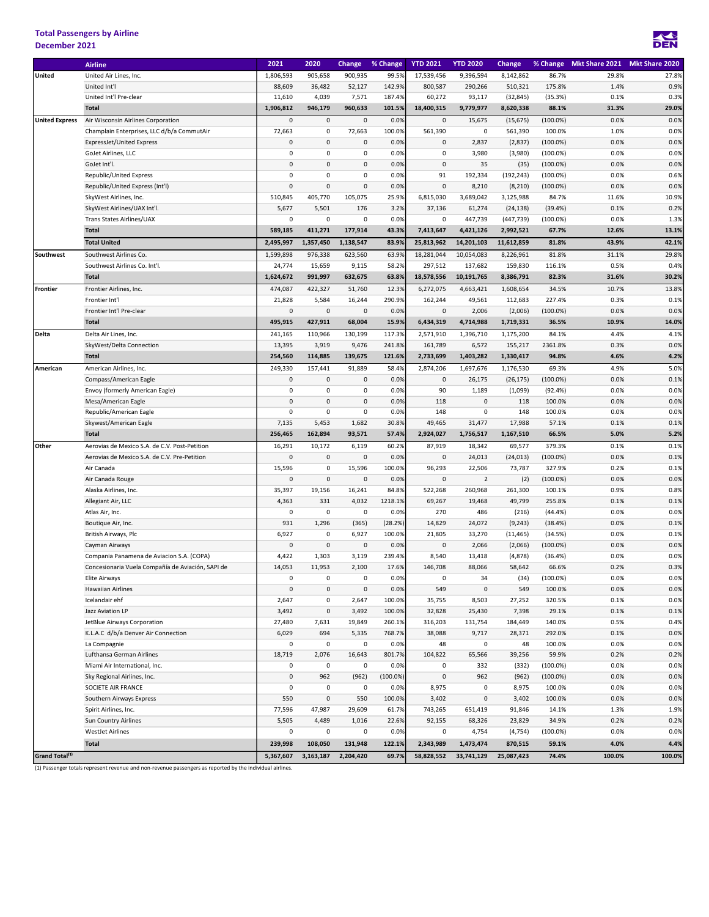**Total Passengers by Airline**
**December 2021**

| | Airline | 2021 | 2020 | Change | % Change | YTD 2021 | YTD 2020 | Change | % Change | Mkt Share 2021 | Mkt Share 2020 |
|---|---|---|---|---|---|---|---|---|---|---|---|
| United | United Air Lines, Inc. | 1,806,593 | 905,658 | 900,935 | 99.5% | 17,539,456 | 9,396,594 | 8,142,862 | 86.7% | 29.8% | 27.8% |
| | United Int'l | 88,609 | 36,482 | 52,127 | 142.9% | 800,587 | 290,266 | 510,321 | 175.8% | 1.4% | 0.9% |
| | United Int'l Pre-clear | 11,610 | 4,039 | 7,571 | 187.4% | 60,272 | 93,117 | (32,845) | (35.3%) | 0.1% | 0.3% |
| | **Total** | **1,906,812** | **946,179** | **960,633** | **101.5%** | **18,400,315** | **9,779,977** | **8,620,338** | **88.1%** | **31.3%** | **29.0%** |
| United Express | Air Wisconsin Airlines Corporation | 0 | 0 | 0 | 0.0% | 0 | 15,675 | (15,675) | (100.0%) | 0.0% | 0.0% |
| | Champlain Enterprises, LLC d/b/a CommutAir | 72,663 | 0 | 72,663 | 100.0% | 561,390 | 0 | 561,390 | 100.0% | 1.0% | 0.0% |
| | ExpressJet/United Express | 0 | 0 | 0 | 0.0% | 0 | 2,837 | (2,837) | (100.0%) | 0.0% | 0.0% |
| | GoJet Airlines, LLC | 0 | 0 | 0 | 0.0% | 0 | 3,980 | (3,980) | (100.0%) | 0.0% | 0.0% |
| | GoJet Int'l. | 0 | 0 | 0 | 0.0% | 0 | 35 | (35) | (100.0%) | 0.0% | 0.0% |
| | Republic/United Express | 0 | 0 | 0 | 0.0% | 91 | 192,334 | (192,243) | (100.0%) | 0.0% | 0.6% |
| | Republic/United Express (Int'l) | 0 | 0 | 0 | 0.0% | 0 | 8,210 | (8,210) | (100.0%) | 0.0% | 0.0% |
| | SkyWest Airlines, Inc. | 510,845 | 405,770 | 105,075 | 25.9% | 6,815,030 | 3,689,042 | 3,125,988 | 84.7% | 11.6% | 10.9% |
| | SkyWest Airlines/UAX Int'l. | 5,677 | 5,501 | 176 | 3.2% | 37,136 | 61,274 | (24,138) | (39.4%) | 0.1% | 0.2% |
| | Trans States Airlines/UAX | 0 | 0 | 0 | 0.0% | 0 | 447,739 | (447,739) | (100.0%) | 0.0% | 1.3% |
| | **Total** | **589,185** | **411,271** | **177,914** | **43.3%** | **7,413,647** | **4,421,126** | **2,992,521** | **67.7%** | **12.6%** | **13.1%** |
| | **Total United** | **2,495,997** | **1,357,450** | **1,138,547** | **83.9%** | **25,813,962** | **14,201,103** | **11,612,859** | **81.8%** | **43.9%** | **42.1%** |
| Southwest | Southwest Airlines Co. | 1,599,898 | 976,338 | 623,560 | 63.9% | 18,281,044 | 10,054,083 | 8,226,961 | 81.8% | 31.1% | 29.8% |
| | Southwest Airlines Co. Int'l. | 24,774 | 15,659 | 9,115 | 58.2% | 297,512 | 137,682 | 159,830 | 116.1% | 0.5% | 0.4% |
| | **Total** | **1,624,672** | **991,997** | **632,675** | **63.8%** | **18,578,556** | **10,191,765** | **8,386,791** | **82.3%** | **31.6%** | **30.2%** |
| Frontier | Frontier Airlines, Inc. | 474,087 | 422,327 | 51,760 | 12.3% | 6,272,075 | 4,663,421 | 1,608,654 | 34.5% | 10.7% | 13.8% |
| | Frontier Int'l | 21,828 | 5,584 | 16,244 | 290.9% | 162,244 | 49,561 | 112,683 | 227.4% | 0.3% | 0.1% |
| | Frontier Int'l Pre-clear | 0 | 0 | 0 | 0.0% | 0 | 2,006 | (2,006) | (100.0%) | 0.0% | 0.0% |
| | **Total** | **495,915** | **427,911** | **68,004** | **15.9%** | **6,434,319** | **4,714,988** | **1,719,331** | **36.5%** | **10.9%** | **14.0%** |
| Delta | Delta Air Lines, Inc. | 241,165 | 110,966 | 130,199 | 117.3% | 2,571,910 | 1,396,710 | 1,175,200 | 84.1% | 4.4% | 4.1% |
| | SkyWest/Delta Connection | 13,395 | 3,919 | 9,476 | 241.8% | 161,789 | 6,572 | 155,217 | 2361.8% | 0.3% | 0.0% |
| | **Total** | **254,560** | **114,885** | **139,675** | **121.6%** | **2,733,699** | **1,403,282** | **1,330,417** | **94.8%** | **4.6%** | **4.2%** |
| American | American Airlines, Inc. | 249,330 | 157,441 | 91,889 | 58.4% | 2,874,206 | 1,697,676 | 1,176,530 | 69.3% | 4.9% | 5.0% |
| | Compass/American Eagle | 0 | 0 | 0 | 0.0% | 0 | 26,175 | (26,175) | (100.0%) | 0.0% | 0.1% |
| | Envoy (formerly American Eagle) | 0 | 0 | 0 | 0.0% | 90 | 1,189 | (1,099) | (92.4%) | 0.0% | 0.0% |
| | Mesa/American Eagle | 0 | 0 | 0 | 0.0% | 118 | 0 | 118 | 100.0% | 0.0% | 0.0% |
| | Republic/American Eagle | 0 | 0 | 0 | 0.0% | 148 | 0 | 148 | 100.0% | 0.0% | 0.0% |
| | Skywest/American Eagle | 7,135 | 5,453 | 1,682 | 30.8% | 49,465 | 31,477 | 17,988 | 57.1% | 0.1% | 0.1% |
| | **Total** | **256,465** | **162,894** | **93,571** | **57.4%** | **2,924,027** | **1,756,517** | **1,167,510** | **66.5%** | **5.0%** | **5.2%** |
| Other | Aerovias de Mexico S.A. de C.V. Post-Petition | 16,291 | 10,172 | 6,119 | 60.2% | 87,919 | 18,342 | 69,577 | 379.3% | 0.1% | 0.1% |
| | Aerovias de Mexico S.A. de C.V. Pre-Petition | 0 | 0 | 0 | 0.0% | 0 | 24,013 | (24,013) | (100.0%) | 0.0% | 0.1% |
| | Air Canada | 15,596 | 0 | 15,596 | 100.0% | 96,293 | 22,506 | 73,787 | 327.9% | 0.2% | 0.1% |
| | Air Canada Rouge | 0 | 0 | 0 | 0.0% | 0 | 2 | (2) | (100.0%) | 0.0% | 0.0% |
| | Alaska Airlines, Inc. | 35,397 | 19,156 | 16,241 | 84.8% | 522,268 | 260,968 | 261,300 | 100.1% | 0.9% | 0.8% |
| | Allegiant Air, LLC | 4,363 | 331 | 4,032 | 1218.1% | 69,267 | 19,468 | 49,799 | 255.8% | 0.1% | 0.1% |
| | Atlas Air, Inc. | 0 | 0 | 0 | 0.0% | 270 | 486 | (216) | (44.4%) | 0.0% | 0.0% |
| | Boutique Air, Inc. | 931 | 1,296 | (365) | (28.2%) | 14,829 | 24,072 | (9,243) | (38.4%) | 0.0% | 0.1% |
| | British Airways, Plc | 6,927 | 0 | 6,927 | 100.0% | 21,805 | 33,270 | (11,465) | (34.5%) | 0.0% | 0.1% |
| | Cayman Airways | 0 | 0 | 0 | 0.0% | 0 | 2,066 | (2,066) | (100.0%) | 0.0% | 0.0% |
| | Compania Panamena de Aviacion S.A. (COPA) | 4,422 | 1,303 | 3,119 | 239.4% | 8,540 | 13,418 | (4,878) | (36.4%) | 0.0% | 0.0% |
| | Concesionaria Vuela Compañía de Aviación, SAPI de | 14,053 | 11,953 | 2,100 | 17.6% | 146,708 | 88,066 | 58,642 | 66.6% | 0.2% | 0.3% |
| | Elite Airways | 0 | 0 | 0 | 0.0% | 0 | 34 | (34) | (100.0%) | 0.0% | 0.0% |
| | Hawaiian Airlines | 0 | 0 | 0 | 0.0% | 549 | 0 | 549 | 100.0% | 0.0% | 0.0% |
| | Icelandair ehf | 2,647 | 0 | 2,647 | 100.0% | 35,755 | 8,503 | 27,252 | 320.5% | 0.1% | 0.0% |
| | Jazz Aviation LP | 3,492 | 0 | 3,492 | 100.0% | 32,828 | 25,430 | 7,398 | 29.1% | 0.1% | 0.1% |
| | JetBlue Airways Corporation | 27,480 | 7,631 | 19,849 | 260.1% | 316,203 | 131,754 | 184,449 | 140.0% | 0.5% | 0.4% |
| | K.L.A.C d/b/a Denver Air Connection | 6,029 | 694 | 5,335 | 768.7% | 38,088 | 9,717 | 28,371 | 292.0% | 0.1% | 0.0% |
| | La Compagnie | 0 | 0 | 0 | 0.0% | 48 | 0 | 48 | 100.0% | 0.0% | 0.0% |
| | Lufthansa German Airlines | 18,719 | 2,076 | 16,643 | 801.7% | 104,822 | 65,566 | 39,256 | 59.9% | 0.2% | 0.2% |
| | Miami Air International, Inc. | 0 | 0 | 0 | 0.0% | 0 | 332 | (332) | (100.0%) | 0.0% | 0.0% |
| | Sky Regional Airlines, Inc. | 0 | 962 | (962) | (100.0%) | 0 | 962 | (962) | (100.0%) | 0.0% | 0.0% |
| | SOCIETE AIR FRANCE | 0 | 0 | 0 | 0.0% | 8,975 | 0 | 8,975 | 100.0% | 0.0% | 0.0% |
| | Southern Airways Express | 550 | 0 | 550 | 100.0% | 3,402 | 0 | 3,402 | 100.0% | 0.0% | 0.0% |
| | Spirit Airlines, Inc. | 77,596 | 47,987 | 29,609 | 61.7% | 743,265 | 651,419 | 91,846 | 14.1% | 1.3% | 1.9% |
| | Sun Country Airlines | 5,505 | 4,489 | 1,016 | 22.6% | 92,155 | 68,326 | 23,829 | 34.9% | 0.2% | 0.2% |
| | WestJet Airlines | 0 | 0 | 0 | 0.0% | 0 | 4,754 | (4,754) | (100.0%) | 0.0% | 0.0% |
| | **Total** | **239,998** | **108,050** | **131,948** | **122.1%** | **2,343,989** | **1,473,474** | **870,515** | **59.1%** | **4.0%** | **4.4%** |
| **Grand Total[1]** | | **5,367,607** | **3,163,187** | **2,204,420** | **69.7%** | **58,828,552** | **33,741,129** | **25,087,423** | **74.4%** | **100.0%** | **100.0%** |

(1) Passenger totals represent revenue and non-revenue passengers as reported by the individual airlines.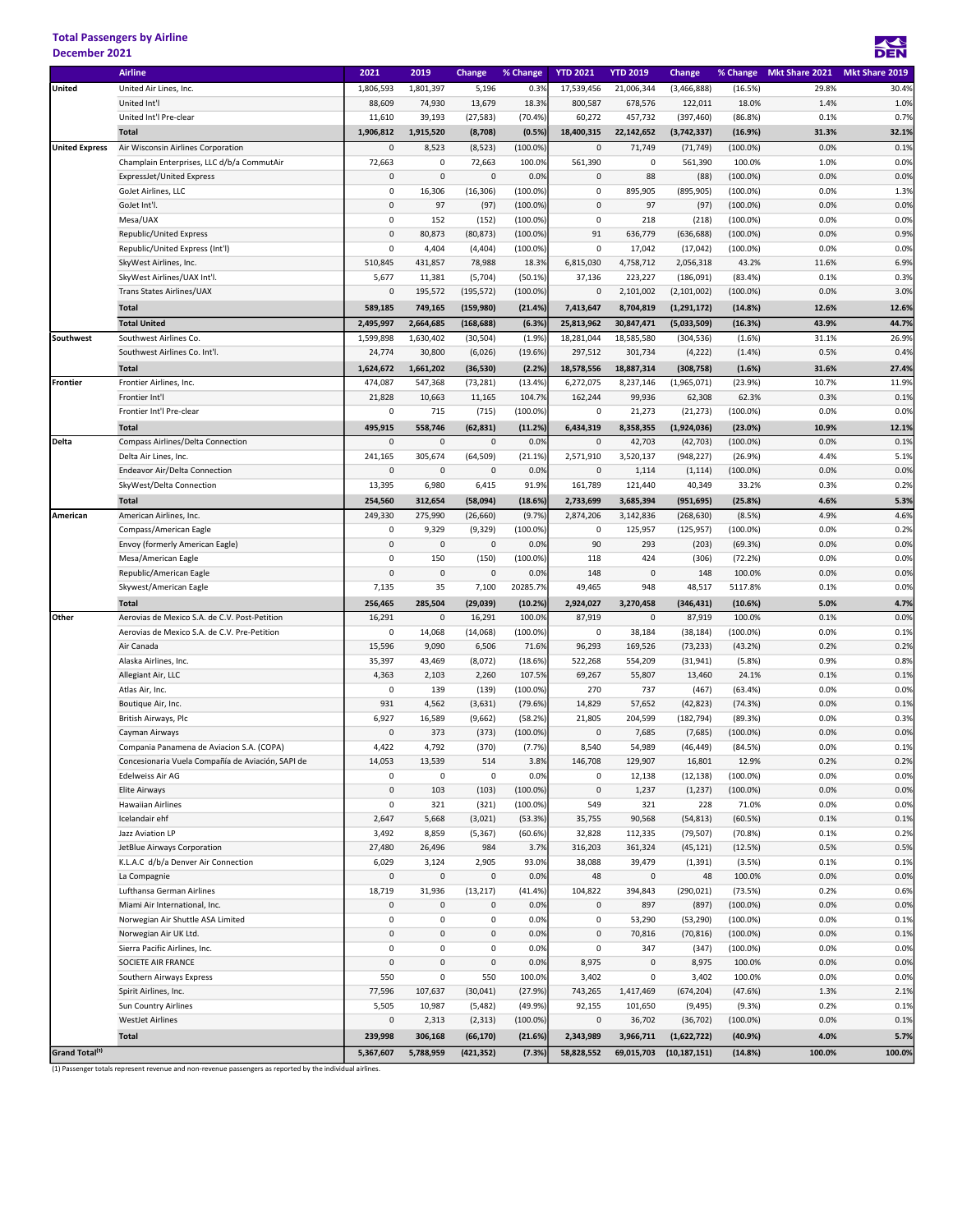**Total Passengers by Airline**
**December 2021**

| | Airline | 2021 | 2019 | Change | % Change | YTD 2021 | YTD 2019 | Change | % Change | Mkt Share 2021 | Mkt Share 2019 |
|---|---|---|---|---|---|---|---|---|---|---|---|
| **United** | United Air Lines, Inc. | 1,806,593 | 1,801,397 | 5,196 | 0.3% | 17,539,456 | 21,006,344 | (3,466,888) | (16.5%) | 29.8% | 30.4% |
| | United Int'l | 88,609 | 74,930 | 13,679 | 18.3% | 800,587 | 678,576 | 122,011 | 18.0% | 1.4% | 1.0% |
| | United Int'l Pre-clear | 11,610 | 39,193 | (27,583) | (70.4%) | 60,272 | 457,732 | (397,460) | (86.8%) | 0.1% | 0.7% |
| | **Total** | **1,906,812** | **1,915,520** | **(8,708)** | **(0.5%)** | **18,400,315** | **22,142,652** | **(3,742,337)** | **(16.9%)** | **31.3%** | **32.1%** |
| **United Express** | Air Wisconsin Airlines Corporation | 0 | 8,523 | (8,523) | (100.0%) | 0 | 71,749 | (71,749) | (100.0%) | 0.0% | 0.1% |
| | Champlain Enterprises, LLC d/b/a CommutAir | 72,663 | 0 | 72,663 | 100.0% | 561,390 | 0 | 561,390 | 100.0% | 1.0% | 0.0% |
| | ExpressJet/United Express | 0 | 0 | 0 | 0.0% | 0 | 88 | (88) | (100.0%) | 0.0% | 0.0% |
| | GoJet Airlines, LLC | 0 | 16,306 | (16,306) | (100.0%) | 0 | 895,905 | (895,905) | (100.0%) | 0.0% | 1.3% |
| | GoJet Int'l. | 0 | 97 | (97) | (100.0%) | 0 | 97 | (97) | (100.0%) | 0.0% | 0.0% |
| | Mesa/UAX | 0 | 152 | (152) | (100.0%) | 0 | 218 | (218) | (100.0%) | 0.0% | 0.0% |
| | Republic/United Express | 0 | 80,873 | (80,873) | (100.0%) | 91 | 636,779 | (636,688) | (100.0%) | 0.0% | 0.9% |
| | Republic/United Express (Int'l) | 0 | 4,404 | (4,404) | (100.0%) | 0 | 17,042 | (17,042) | (100.0%) | 0.0% | 0.0% |
| | SkyWest Airlines, Inc. | 510,845 | 431,857 | 78,988 | 18.3% | 6,815,030 | 4,758,712 | 2,056,318 | 43.2% | 11.6% | 6.9% |
| | SkyWest Airlines/UAX Int'l. | 5,677 | 11,381 | (5,704) | (50.1%) | 37,136 | 223,227 | (186,091) | (83.4%) | 0.1% | 0.3% |
| | Trans States Airlines/UAX | 0 | 195,572 | (195,572) | (100.0%) | 0 | 2,101,002 | (2,101,002) | (100.0%) | 0.0% | 3.0% |
| | **Total** | **589,185** | **749,165** | **(159,980)** | **(21.4%)** | **7,413,647** | **8,704,819** | **(1,291,172)** | **(14.8%)** | **12.6%** | **12.6%** |
| | **Total United** | **2,495,997** | **2,664,685** | **(168,688)** | **(6.3%)** | **25,813,962** | **30,847,471** | **(5,033,509)** | **(16.3%)** | **43.9%** | **44.7%** |
| **Southwest** | Southwest Airlines Co. | 1,599,898 | 1,630,402 | (30,504) | (1.9%) | 18,281,044 | 18,585,580 | (304,536) | (1.6%) | 31.1% | 26.9% |
| | Southwest Airlines Co. Int'l. | 24,774 | 30,800 | (6,026) | (19.6%) | 297,512 | 301,734 | (4,222) | (1.4%) | 0.5% | 0.4% |
| | **Total** | **1,624,672** | **1,661,202** | **(36,530)** | **(2.2%)** | **18,578,556** | **18,887,314** | **(308,758)** | **(1.6%)** | **31.6%** | **27.4%** |
| **Frontier** | Frontier Airlines, Inc. | 474,087 | 547,368 | (73,281) | (13.4%) | 6,272,075 | 8,237,146 | (1,965,071) | (23.9%) | 10.7% | 11.9% |
| | Frontier Int'l | 21,828 | 10,663 | 11,165 | 104.7% | 162,244 | 99,936 | 62,308 | 62.3% | 0.3% | 0.1% |
| | Frontier Int'l Pre-clear | 0 | 715 | (715) | (100.0%) | 0 | 21,273 | (21,273) | (100.0%) | 0.0% | 0.0% |
| | **Total** | **495,915** | **558,746** | **(62,831)** | **(11.2%)** | **6,434,319** | **8,358,355** | **(1,924,036)** | **(23.0%)** | **10.9%** | **12.1%** |
| **Delta** | Compass Airlines/Delta Connection | 0 | 0 | 0 | 0.0% | 0 | 42,703 | (42,703) | (100.0%) | 0.0% | 0.1% |
| | Delta Air Lines, Inc. | 241,165 | 305,674 | (64,509) | (21.1%) | 2,571,910 | 3,520,137 | (948,227) | (26.9%) | 4.4% | 5.1% |
| | Endeavor Air/Delta Connection | 0 | 0 | 0 | 0.0% | 0 | 1,114 | (1,114) | (100.0%) | 0.0% | 0.0% |
| | SkyWest/Delta Connection | 13,395 | 6,980 | 6,415 | 91.9% | 161,789 | 121,440 | 40,349 | 33.2% | 0.3% | 0.2% |
| | **Total** | **254,560** | **312,654** | **(58,094)** | **(18.6%)** | **2,733,699** | **3,685,394** | **(951,695)** | **(25.8%)** | **4.6%** | **5.3%** |
| **American** | American Airlines, Inc. | 249,330 | 275,990 | (26,660) | (9.7%) | 2,874,206 | 3,142,836 | (268,630) | (8.5%) | 4.9% | 4.6% |
| | Compass/American Eagle | 0 | 9,329 | (9,329) | (100.0%) | 0 | 125,957 | (125,957) | (100.0%) | 0.0% | 0.2% |
| | Envoy (formerly American Eagle) | 0 | 0 | 0 | 0.0% | 90 | 293 | (203) | (69.3%) | 0.0% | 0.0% |
| | Mesa/American Eagle | 0 | 150 | (150) | (100.0%) | 118 | 424 | (306) | (72.2%) | 0.0% | 0.0% |
| | Republic/American Eagle | 0 | 0 | 0 | 0.0% | 148 | 0 | 148 | 100.0% | 0.0% | 0.0% |
| | Skywest/American Eagle | 7,135 | 35 | 7,100 | 20285.7% | 49,465 | 948 | 48,517 | 5117.8% | 0.1% | 0.0% |
| | **Total** | **256,465** | **285,504** | **(29,039)** | **(10.2%)** | **2,924,027** | **3,270,458** | **(346,431)** | **(10.6%)** | **5.0%** | **4.7%** |
| **Other** | Aerovias de Mexico S.A. de C.V. Post-Petition | 16,291 | 0 | 16,291 | 100.0% | 87,919 | 0 | 87,919 | 100.0% | 0.1% | 0.0% |
| | Aerovias de Mexico S.A. de C.V. Pre-Petition | 0 | 14,068 | (14,068) | (100.0%) | 0 | 38,184 | (38,184) | (100.0%) | 0.0% | 0.1% |
| | Air Canada | 15,596 | 9,090 | 6,506 | 71.6% | 96,293 | 169,526 | (73,233) | (43.2%) | 0.2% | 0.2% |
| | Alaska Airlines, Inc. | 35,397 | 43,469 | (8,072) | (18.6%) | 522,268 | 554,209 | (31,941) | (5.8%) | 0.9% | 0.8% |
| | Allegiant Air, LLC | 4,363 | 2,103 | 2,260 | 107.5% | 69,267 | 55,807 | 13,460 | 24.1% | 0.1% | 0.1% |
| | Atlas Air, Inc. | 0 | 139 | (139) | (100.0%) | 270 | 737 | (467) | (63.4%) | 0.0% | 0.0% |
| | Boutique Air, Inc. | 931 | 4,562 | (3,631) | (79.6%) | 14,829 | 57,652 | (42,823) | (74.3%) | 0.0% | 0.1% |
| | British Airways, Plc | 6,927 | 16,589 | (9,662) | (58.2%) | 21,805 | 204,599 | (182,794) | (89.3%) | 0.0% | 0.3% |
| | Cayman Airways | 0 | 373 | (373) | (100.0%) | 0 | 7,685 | (7,685) | (100.0%) | 0.0% | 0.0% |
| | Compania Panamena de Aviacion S.A. (COPA) | 4,422 | 4,792 | (370) | (7.7%) | 8,540 | 54,989 | (46,449) | (84.5%) | 0.0% | 0.1% |
| | Concesionaria Vuela Compañía de Aviación, SAPI de | 14,053 | 13,539 | 514 | 3.8% | 146,708 | 129,907 | 16,801 | 12.9% | 0.2% | 0.2% |
| | Edelweiss Air AG | 0 | 0 | 0 | 0.0% | 0 | 12,138 | (12,138) | (100.0%) | 0.0% | 0.0% |
| | Elite Airways | 0 | 103 | (103) | (100.0%) | 0 | 1,237 | (1,237) | (100.0%) | 0.0% | 0.0% |
| | Hawaiian Airlines | 0 | 321 | (321) | (100.0%) | 549 | 321 | 228 | 71.0% | 0.0% | 0.0% |
| | Icelandair ehf | 2,647 | 5,668 | (3,021) | (53.3%) | 35,755 | 90,568 | (54,813) | (60.5%) | 0.1% | 0.1% |
| | Jazz Aviation LP | 3,492 | 8,859 | (5,367) | (60.6%) | 32,828 | 112,335 | (79,507) | (70.8%) | 0.1% | 0.2% |
| | JetBlue Airways Corporation | 27,480 | 26,496 | 984 | 3.7% | 316,203 | 361,324 | (45,121) | (12.5%) | 0.5% | 0.5% |
| | K.L.A.C d/b/a Denver Air Connection | 6,029 | 3,124 | 2,905 | 93.0% | 38,088 | 39,479 | (1,391) | (3.5%) | 0.1% | 0.1% |
| | La Compagnie | 0 | 0 | 0 | 0.0% | 48 | 0 | 48 | 100.0% | 0.0% | 0.0% |
| | Lufthansa German Airlines | 18,719 | 31,936 | (13,217) | (41.4%) | 104,822 | 394,843 | (290,021) | (73.5%) | 0.2% | 0.6% |
| | Miami Air International, Inc. | 0 | 0 | 0 | 0.0% | 0 | 897 | (897) | (100.0%) | 0.0% | 0.0% |
| | Norwegian Air Shuttle ASA Limited | 0 | 0 | 0 | 0.0% | 0 | 53,290 | (53,290) | (100.0%) | 0.0% | 0.1% |
| | Norwegian Air UK Ltd. | 0 | 0 | 0 | 0.0% | 0 | 70,816 | (70,816) | (100.0%) | 0.0% | 0.1% |
| | Sierra Pacific Airlines, Inc. | 0 | 0 | 0 | 0.0% | 0 | 347 | (347) | (100.0%) | 0.0% | 0.0% |
| | SOCIETE AIR FRANCE | 0 | 0 | 0 | 0.0% | 8,975 | 0 | 8,975 | 100.0% | 0.0% | 0.0% |
| | Southern Airways Express | 550 | 0 | 550 | 100.0% | 3,402 | 0 | 3,402 | 100.0% | 0.0% | 0.0% |
| | Spirit Airlines, Inc. | 77,596 | 107,637 | (30,041) | (27.9%) | 743,265 | 1,417,469 | (674,204) | (47.6%) | 1.3% | 2.1% |
| | Sun Country Airlines | 5,505 | 10,987 | (5,482) | (49.9%) | 92,155 | 101,650 | (9,495) | (9.3%) | 0.2% | 0.1% |
| | WestJet Airlines | 0 | 2,313 | (2,313) | (100.0%) | 0 | 36,702 | (36,702) | (100.0%) | 0.0% | 0.1% |
| | **Total** | **239,998** | **306,168** | **(66,170)** | **(21.6%)** | **2,343,989** | **3,966,711** | **(1,622,722)** | **(40.9%)** | **4.0%** | **5.7%** |
| **Grand Total[1]** | | **5,367,607** | **5,788,959** | **(421,352)** | **(7.3%)** | **58,828,552** | **69,015,703** | **(10,187,151)** | **(14.8%)** | **100.0%** | **100.0%** |

(1) Passenger totals represent revenue and non-revenue passengers as reported by the individual airlines.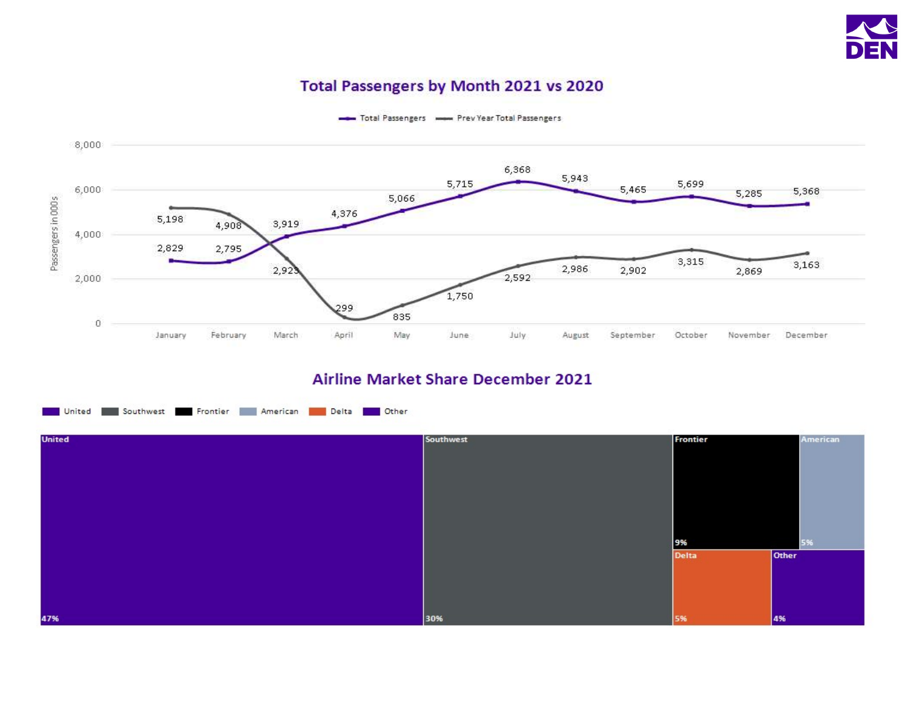DEN

## Total Passengers by Month 2021 vs 2020

Total Passengers — Prev Year Total Passengers

Passengers in 000s

8,000
6,000
4,000
2,000
0

January February March April May June July August September October November December

5,198
4,908
2,923
299
835
1,750
2,592
2,986
2,902
3,315
2,869
3,163

2,829
2,795
3,919
4,376
5,066
5,715
6,368
5,943
5,465
5,699
5,285
5,368

## Airline Market Share December 2021

United Southwest Frontier American Delta Other

United 47%
Southwest 30%
Frontier 9%
American 5%
Delta 5%
Other 4%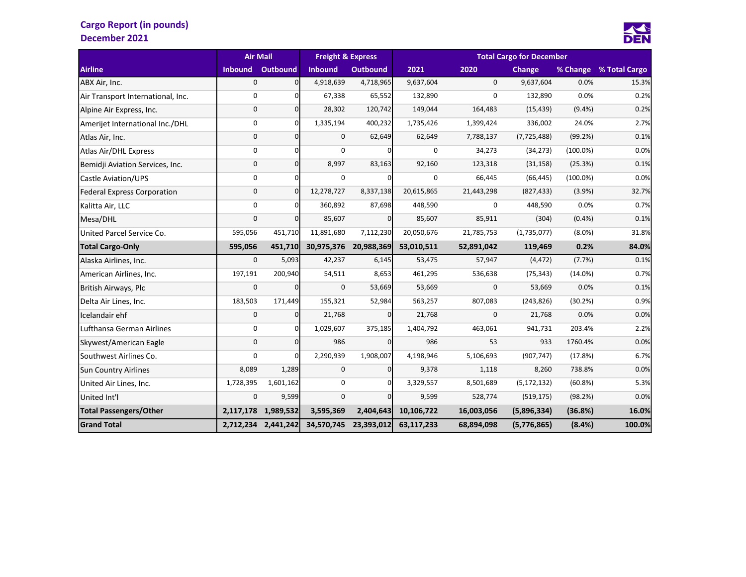# Cargo Report (in pounds)
## December 2021

| Airline | Air Mail | | Freight & Express | | Total Cargo for December | | | | |
|---|---|---|---|---|---|---|---|---|---|
| | Inbound | Outbound | Inbound | Outbound | 2021 | 2020 | Change | % Change | % Total Cargo |
| ABX Air, Inc. | 0 | 0 | 4,918,639 | 4,718,965 | 9,637,604 | 0 | 9,637,604 | 0.0% | 15.3% |
| Air Transport International, Inc. | 0 | 0 | 67,338 | 65,552 | 132,890 | 0 | 132,890 | 0.0% | 0.2% |
| Alpine Air Express, Inc. | 0 | 0 | 28,302 | 120,742 | 149,044 | 164,483 | (15,439) | (9.4%) | 0.2% |
| Amerijet International Inc./DHL | 0 | 0 | 1,335,194 | 400,232 | 1,735,426 | 1,399,424 | 336,002 | 24.0% | 2.7% |
| Atlas Air, Inc. | 0 | 0 | 0 | 62,649 | 62,649 | 7,788,137 | (7,725,488) | (99.2%) | 0.1% |
| Atlas Air/DHL Express | 0 | 0 | 0 | 0 | 0 | 34,273 | (34,273) | (100.0%) | 0.0% |
| Bemidji Aviation Services, Inc. | 0 | 0 | 8,997 | 83,163 | 92,160 | 123,318 | (31,158) | (25.3%) | 0.1% |
| Castle Aviation/UPS | 0 | 0 | 0 | 0 | 0 | 66,445 | (66,445) | (100.0%) | 0.0% |
| Federal Express Corporation | 0 | 0 | 12,278,727 | 8,337,138 | 20,615,865 | 21,443,298 | (827,433) | (3.9%) | 32.7% |
| Kalitta Air, LLC | 0 | 0 | 360,892 | 87,698 | 448,590 | 0 | 448,590 | 0.0% | 0.7% |
| Mesa/DHL | 0 | 0 | 85,607 | 0 | 85,607 | 85,911 | (304) | (0.4%) | 0.1% |
| United Parcel Service Co. | 595,056 | 451,710 | 11,891,680 | 7,112,230 | 20,050,676 | 21,785,753 | (1,735,077) | (8.0%) | 31.8% |
| **Total Cargo-Only** | **595,056** | **451,710** | **30,975,376** | **20,988,369** | **53,010,511** | **52,891,042** | **119,469** | **0.2%** | **84.0%** |
| Alaska Airlines, Inc. | 0 | 5,093 | 42,237 | 6,145 | 53,475 | 57,947 | (4,472) | (7.7%) | 0.1% |
| American Airlines, Inc. | 197,191 | 200,940 | 54,511 | 8,653 | 461,295 | 536,638 | (75,343) | (14.0%) | 0.7% |
| British Airways, Plc | 0 | 0 | 0 | 53,669 | 53,669 | 0 | 53,669 | 0.0% | 0.1% |
| Delta Air Lines, Inc. | 183,503 | 171,449 | 155,321 | 52,984 | 563,257 | 807,083 | (243,826) | (30.2%) | 0.9% |
| Icelandair ehf | 0 | 0 | 21,768 | 0 | 21,768 | 0 | 21,768 | 0.0% | 0.0% |
| Lufthansa German Airlines | 0 | 0 | 1,029,607 | 375,185 | 1,404,792 | 463,061 | 941,731 | 203.4% | 2.2% |
| Skywest/American Eagle | 0 | 0 | 986 | 0 | 986 | 53 | 933 | 1760.4% | 0.0% |
| Southwest Airlines Co. | 0 | 0 | 2,290,939 | 1,908,007 | 4,198,946 | 5,106,693 | (907,747) | (17.8%) | 6.7% |
| Sun Country Airlines | 8,089 | 1,289 | 0 | 0 | 9,378 | 1,118 | 8,260 | 738.8% | 0.0% |
| United Air Lines, Inc. | 1,728,395 | 1,601,162 | 0 | 0 | 3,329,557 | 8,501,689 | (5,172,132) | (60.8%) | 5.3% |
| United Int'l | 0 | 9,599 | 0 | 0 | 9,599 | 528,774 | (519,175) | (98.2%) | 0.0% |
| **Total Passengers/Other** | **2,117,178** | **1,989,532** | **3,595,369** | **2,404,643** | **10,106,722** | **16,003,056** | **(5,896,334)** | **(36.8%)** | **16.0%** |
| **Grand Total** | **2,712,234** | **2,441,242** | **34,570,745** | **23,393,012** | **63,117,233** | **68,894,098** | **(5,776,865)** | **(8.4%)** | **100.0%** |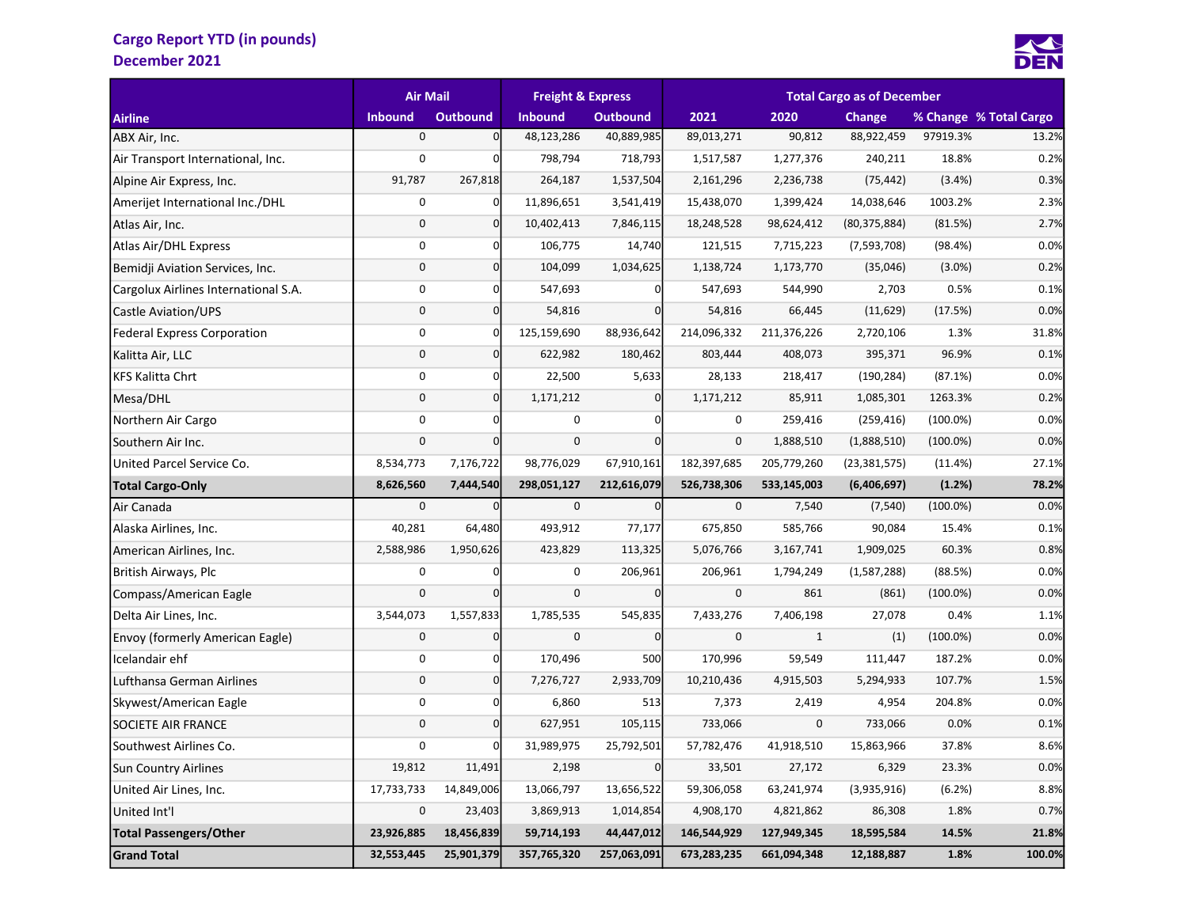**Cargo Report YTD (in pounds)**
**December 2021**

| Airline | Air Mail | | Freight & Express | | Total Cargo as of December | | | | |
|---|---|---|---|---|---|---|---|---|---|
| | Inbound | Outbound | Inbound | Outbound | 2021 | 2020 | Change | % Change | % Total Cargo |
| ABX Air, Inc. | 0 | 0 | 48,123,286 | 40,889,985 | 89,013,271 | 90,812 | 88,922,459 | 97919.3% | 13.2% |
| Air Transport International, Inc. | 0 | 0 | 798,794 | 718,793 | 1,517,587 | 1,277,376 | 240,211 | 18.8% | 0.2% |
| Alpine Air Express, Inc. | 91,787 | 267,818 | 264,187 | 1,537,504 | 2,161,296 | 2,236,738 | (75,442) | (3.4%) | 0.3% |
| Amerijet International Inc./DHL | 0 | 0 | 11,896,651 | 3,541,419 | 15,438,070 | 1,399,424 | 14,038,646 | 1003.2% | 2.3% |
| Atlas Air, Inc. | 0 | 0 | 10,402,413 | 7,846,115 | 18,248,528 | 98,624,412 | (80,375,884) | (81.5%) | 2.7% |
| Atlas Air/DHL Express | 0 | 0 | 106,775 | 14,740 | 121,515 | 7,715,223 | (7,593,708) | (98.4%) | 0.0% |
| Bemidji Aviation Services, Inc. | 0 | 0 | 104,099 | 1,034,625 | 1,138,724 | 1,173,770 | (35,046) | (3.0%) | 0.2% |
| Cargolux Airlines International S.A. | 0 | 0 | 547,693 | 0 | 547,693 | 544,990 | 2,703 | 0.5% | 0.1% |
| Castle Aviation/UPS | 0 | 0 | 54,816 | 0 | 54,816 | 66,445 | (11,629) | (17.5%) | 0.0% |
| Federal Express Corporation | 0 | 0 | 125,159,690 | 88,936,642 | 214,096,332 | 211,376,226 | 2,720,106 | 1.3% | 31.8% |
| Kalitta Air, LLC | 0 | 0 | 622,982 | 180,462 | 803,444 | 408,073 | 395,371 | 96.9% | 0.1% |
| KFS Kalitta Chrt | 0 | 0 | 22,500 | 5,633 | 28,133 | 218,417 | (190,284) | (87.1%) | 0.0% |
| Mesa/DHL | 0 | 0 | 1,171,212 | 0 | 1,171,212 | 85,911 | 1,085,301 | 1263.3% | 0.2% |
| Northern Air Cargo | 0 | 0 | 0 | 0 | 0 | 259,416 | (259,416) | (100.0%) | 0.0% |
| Southern Air Inc. | 0 | 0 | 0 | 0 | 0 | 1,888,510 | (1,888,510) | (100.0%) | 0.0% |
| United Parcel Service Co. | 8,534,773 | 7,176,722 | 98,776,029 | 67,910,161 | 182,397,685 | 205,779,260 | (23,381,575) | (11.4%) | 27.1% |
| **Total Cargo-Only** | **8,626,560** | **7,444,540** | **298,051,127** | **212,616,079** | **526,738,306** | **533,145,003** | **(6,406,697)** | **(1.2%)** | **78.2%** |
| Air Canada | 0 | 0 | 0 | 0 | 0 | 7,540 | (7,540) | (100.0%) | 0.0% |
| Alaska Airlines, Inc. | 40,281 | 64,480 | 493,912 | 77,177 | 675,850 | 585,766 | 90,084 | 15.4% | 0.1% |
| American Airlines, Inc. | 2,588,986 | 1,950,626 | 423,829 | 113,325 | 5,076,766 | 3,167,741 | 1,909,025 | 60.3% | 0.8% |
| British Airways, Plc | 0 | 0 | 0 | 206,961 | 206,961 | 1,794,249 | (1,587,288) | (88.5%) | 0.0% |
| Compass/American Eagle | 0 | 0 | 0 | 0 | 0 | 861 | (861) | (100.0%) | 0.0% |
| Delta Air Lines, Inc. | 3,544,073 | 1,557,833 | 1,785,535 | 545,835 | 7,433,276 | 7,406,198 | 27,078 | 0.4% | 1.1% |
| Envoy (formerly American Eagle) | 0 | 0 | 0 | 0 | 0 | 1 | (1) | (100.0%) | 0.0% |
| Icelandair ehf | 0 | 0 | 170,496 | 500 | 170,996 | 59,549 | 111,447 | 187.2% | 0.0% |
| Lufthansa German Airlines | 0 | 0 | 7,276,727 | 2,933,709 | 10,210,436 | 4,915,503 | 5,294,933 | 107.7% | 1.5% |
| Skywest/American Eagle | 0 | 0 | 6,860 | 513 | 7,373 | 2,419 | 4,954 | 204.8% | 0.0% |
| SOCIETE AIR FRANCE | 0 | 0 | 627,951 | 105,115 | 733,066 | 0 | 733,066 | 0.0% | 0.1% |
| Southwest Airlines Co. | 0 | 0 | 31,989,975 | 25,792,501 | 57,782,476 | 41,918,510 | 15,863,966 | 37.8% | 8.6% |
| Sun Country Airlines | 19,812 | 11,491 | 2,198 | 0 | 33,501 | 27,172 | 6,329 | 23.3% | 0.0% |
| United Air Lines, Inc. | 17,733,733 | 14,849,006 | 13,066,797 | 13,656,522 | 59,306,058 | 63,241,974 | (3,935,916) | (6.2%) | 8.8% |
| United Int'l | 0 | 23,403 | 3,869,913 | 1,014,854 | 4,908,170 | 4,821,862 | 86,308 | 1.8% | 0.7% |
| **Total Passengers/Other** | **23,926,885** | **18,456,839** | **59,714,193** | **44,447,012** | **146,544,929** | **127,949,345** | **18,595,584** | **14.5%** | **21.8%** |
| **Grand Total** | **32,553,445** | **25,901,379** | **357,765,320** | **257,063,091** | **673,283,235** | **661,094,348** | **12,188,887** | **1.8%** | **100.0%** |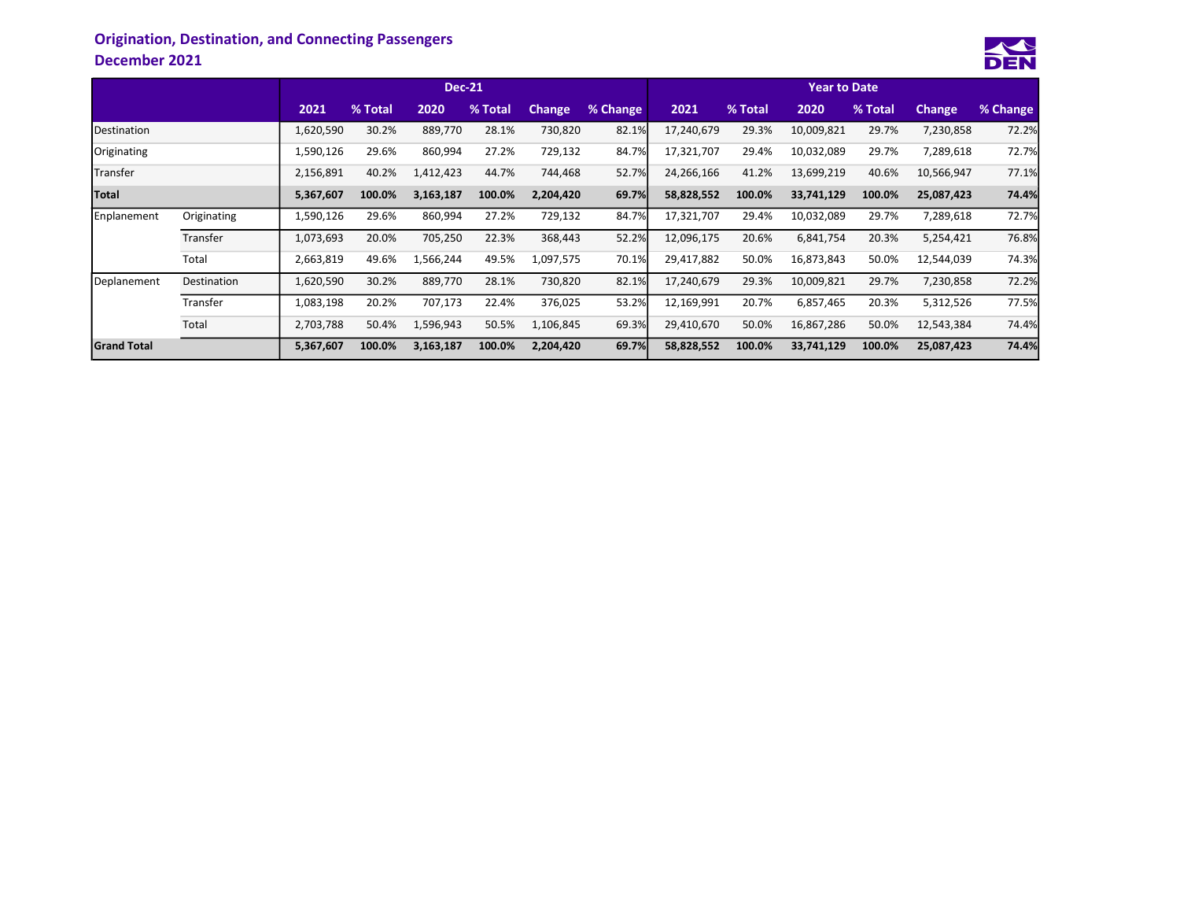## Origination, Destination, and Connecting Passengers
## December 2021

| | | Dec-21 | | | | | | Year to Date | | | | | |
|---|---|---|---|---|---|---|---|---|---|---|---|---|---|
| | | 2021 | % Total | 2020 | % Total | Change | % Change | 2021 | % Total | 2020 | % Total | Change | % Change |
| Destination | | 1,620,590 | 30.2% | 889,770 | 28.1% | 730,820 | 82.1% | 17,240,679 | 29.3% | 10,009,821 | 29.7% | 7,230,858 | 72.2% |
| Originating | | 1,590,126 | 29.6% | 860,994 | 27.2% | 729,132 | 84.7% | 17,321,707 | 29.4% | 10,032,089 | 29.7% | 7,289,618 | 72.7% |
| Transfer | | 2,156,891 | 40.2% | 1,412,423 | 44.7% | 744,468 | 52.7% | 24,266,166 | 41.2% | 13,699,219 | 40.6% | 10,566,947 | 77.1% |
| **Total** | | **5,367,607** | **100.0%** | **3,163,187** | **100.0%** | **2,204,420** | **69.7%** | **58,828,552** | **100.0%** | **33,741,129** | **100.0%** | **25,087,423** | **74.4%** |
| Enplanement | Originating | 1,590,126 | 29.6% | 860,994 | 27.2% | 729,132 | 84.7% | 17,321,707 | 29.4% | 10,032,089 | 29.7% | 7,289,618 | 72.7% |
| | Transfer | 1,073,693 | 20.0% | 705,250 | 22.3% | 368,443 | 52.2% | 12,096,175 | 20.6% | 6,841,754 | 20.3% | 5,254,421 | 76.8% |
| | Total | 2,663,819 | 49.6% | 1,566,244 | 49.5% | 1,097,575 | 70.1% | 29,417,882 | 50.0% | 16,873,843 | 50.0% | 12,544,039 | 74.3% |
| Deplanement | Destination | 1,620,590 | 30.2% | 889,770 | 28.1% | 730,820 | 82.1% | 17,240,679 | 29.3% | 10,009,821 | 29.7% | 7,230,858 | 72.2% |
| | Transfer | 1,083,198 | 20.2% | 707,173 | 22.4% | 376,025 | 53.2% | 12,169,991 | 20.7% | 6,857,465 | 20.3% | 5,312,526 | 77.5% |
| | Total | 2,703,788 | 50.4% | 1,596,943 | 50.5% | 1,106,845 | 69.3% | 29,410,670 | 50.0% | 16,867,286 | 50.0% | 12,543,384 | 74.4% |
| **Grand Total** | | **5,367,607** | **100.0%** | **3,163,187** | **100.0%** | **2,204,420** | **69.7%** | **58,828,552** | **100.0%** | **33,741,129** | **100.0%** | **25,087,423** | **74.4%** |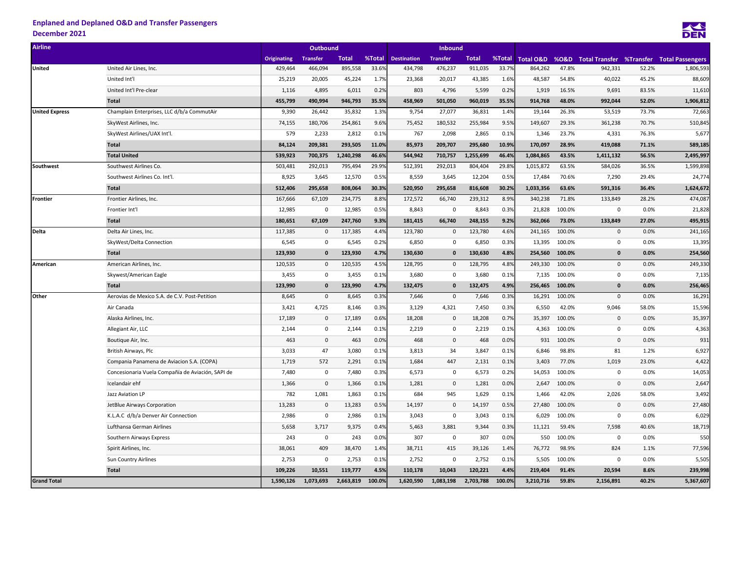# Enplaned and Deplaned O&D and Transfer Passengers
## December 2021

| Airline | | Outbound | | | | Inbound | | | | | | | | |
|---|---|---|---|---|---|---|---|---|---|---|---|---|---|---|
| | | Originating | Transfer | Total | %Total | Destination | Transfer | Total | %Total | Total O&D | %O&D | Total Transfer | %Transfer | Total Passengers |
| United | United Air Lines, Inc. | 429,464 | 466,094 | 895,558 | 33.6% | 434,798 | 476,237 | 911,035 | 33.7% | 864,262 | 47.8% | 942,331 | 52.2% | 1,806,593 |
| | United Int'l | 25,219 | 20,005 | 45,224 | 1.7% | 23,368 | 20,017 | 43,385 | 1.6% | 48,587 | 54.8% | 40,022 | 45.2% | 88,609 |
| | United Int'l Pre-clear | 1,116 | 4,895 | 6,011 | 0.2% | 803 | 4,796 | 5,599 | 0.2% | 1,919 | 16.5% | 9,691 | 83.5% | 11,610 |
| | **Total** | **455,799** | **490,994** | **946,793** | **35.5%** | **458,969** | **501,050** | **960,019** | **35.5%** | **914,768** | **48.0%** | **992,044** | **52.0%** | **1,906,812** |
| United Express | Champlain Enterprises, LLC d/b/a CommutAir | 9,390 | 26,442 | 35,832 | 1.3% | 9,754 | 27,077 | 36,831 | 1.4% | 19,144 | 26.3% | 53,519 | 73.7% | 72,663 |
| | SkyWest Airlines, Inc. | 74,155 | 180,706 | 254,861 | 9.6% | 75,452 | 180,532 | 255,984 | 9.5% | 149,607 | 29.3% | 361,238 | 70.7% | 510,845 |
| | SkyWest Airlines/UAX Int'l. | 579 | 2,233 | 2,812 | 0.1% | 767 | 2,098 | 2,865 | 0.1% | 1,346 | 23.7% | 4,331 | 76.3% | 5,677 |
| | **Total** | **84,124** | **209,381** | **293,505** | **11.0%** | **85,973** | **209,707** | **295,680** | **10.9%** | **170,097** | **28.9%** | **419,088** | **71.1%** | **589,185** |
| | **Total United** | **539,923** | **700,375** | **1,240,298** | **46.6%** | **544,942** | **710,757** | **1,255,699** | **46.4%** | **1,084,865** | **43.5%** | **1,411,132** | **56.5%** | **2,495,997** |
| Southwest | Southwest Airlines Co. | 503,481 | 292,013 | 795,494 | 29.9% | 512,391 | 292,013 | 804,404 | 29.8% | 1,015,872 | 63.5% | 584,026 | 36.5% | 1,599,898 |
| | Southwest Airlines Co. Int'l. | 8,925 | 3,645 | 12,570 | 0.5% | 8,559 | 3,645 | 12,204 | 0.5% | 17,484 | 70.6% | 7,290 | 29.4% | 24,774 |
| | **Total** | **512,406** | **295,658** | **808,064** | **30.3%** | **520,950** | **295,658** | **816,608** | **30.2%** | **1,033,356** | **63.6%** | **591,316** | **36.4%** | **1,624,672** |
| Frontier | Frontier Airlines, Inc. | 167,666 | 67,109 | 234,775 | 8.8% | 172,572 | 66,740 | 239,312 | 8.9% | 340,238 | 71.8% | 133,849 | 28.2% | 474,087 |
| | Frontier Int'l | 12,985 | 0 | 12,985 | 0.5% | 8,843 | 0 | 8,843 | 0.3% | 21,828 | 100.0% | 0 | 0.0% | 21,828 |
| | **Total** | **180,651** | **67,109** | **247,760** | **9.3%** | **181,415** | **66,740** | **248,155** | **9.2%** | **362,066** | **73.0%** | **133,849** | **27.0%** | **495,915** |
| Delta | Delta Air Lines, Inc. | 117,385 | 0 | 117,385 | 4.4% | 123,780 | 0 | 123,780 | 4.6% | 241,165 | 100.0% | 0 | 0.0% | 241,165 |
| | SkyWest/Delta Connection | 6,545 | 0 | 6,545 | 0.2% | 6,850 | 0 | 6,850 | 0.3% | 13,395 | 100.0% | 0 | 0.0% | 13,395 |
| | **Total** | **123,930** | **0** | **123,930** | **4.7%** | **130,630** | **0** | **130,630** | **4.8%** | **254,560** | **100.0%** | **0** | **0.0%** | **254,560** |
| American | American Airlines, Inc. | 120,535 | 0 | 120,535 | 4.5% | 128,795 | 0 | 128,795 | 4.8% | 249,330 | 100.0% | 0 | 0.0% | 249,330 |
| | Skywest/American Eagle | 3,455 | 0 | 3,455 | 0.1% | 3,680 | 0 | 3,680 | 0.1% | 7,135 | 100.0% | 0 | 0.0% | 7,135 |
| | **Total** | **123,990** | **0** | **123,990** | **4.7%** | **132,475** | **0** | **132,475** | **4.9%** | **256,465** | **100.0%** | **0** | **0.0%** | **256,465** |
| Other | Aerovias de Mexico S.A. de C.V. Post-Petition | 8,645 | 0 | 8,645 | 0.3% | 7,646 | 0 | 7,646 | 0.3% | 16,291 | 100.0% | 0 | 0.0% | 16,291 |
| | Air Canada | 3,421 | 4,725 | 8,146 | 0.3% | 3,129 | 4,321 | 7,450 | 0.3% | 6,550 | 42.0% | 9,046 | 58.0% | 15,596 |
| | Alaska Airlines, Inc. | 17,189 | 0 | 17,189 | 0.6% | 18,208 | 0 | 18,208 | 0.7% | 35,397 | 100.0% | 0 | 0.0% | 35,397 |
| | Allegiant Air, LLC | 2,144 | 0 | 2,144 | 0.1% | 2,219 | 0 | 2,219 | 0.1% | 4,363 | 100.0% | 0 | 0.0% | 4,363 |
| | Boutique Air, Inc. | 463 | 0 | 463 | 0.0% | 468 | 0 | 468 | 0.0% | 931 | 100.0% | 0 | 0.0% | 931 |
| | British Airways, Plc | 3,033 | 47 | 3,080 | 0.1% | 3,813 | 34 | 3,847 | 0.1% | 6,846 | 98.8% | 81 | 1.2% | 6,927 |
| | Compania Panamena de Aviacion S.A. (COPA) | 1,719 | 572 | 2,291 | 0.1% | 1,684 | 447 | 2,131 | 0.1% | 3,403 | 77.0% | 1,019 | 23.0% | 4,422 |
| | Concesionaria Vuela Compañía de Aviación, SAPI de | 7,480 | 0 | 7,480 | 0.3% | 6,573 | 0 | 6,573 | 0.2% | 14,053 | 100.0% | 0 | 0.0% | 14,053 |
| | Icelandair ehf | 1,366 | 0 | 1,366 | 0.1% | 1,281 | 0 | 1,281 | 0.0% | 2,647 | 100.0% | 0 | 0.0% | 2,647 |
| | Jazz Aviation LP | 782 | 1,081 | 1,863 | 0.1% | 684 | 945 | 1,629 | 0.1% | 1,466 | 42.0% | 2,026 | 58.0% | 3,492 |
| | JetBlue Airways Corporation | 13,283 | 0 | 13,283 | 0.5% | 14,197 | 0 | 14,197 | 0.5% | 27,480 | 100.0% | 0 | 0.0% | 27,480 |
| | K.L.A.C d/b/a Denver Air Connection | 2,986 | 0 | 2,986 | 0.1% | 3,043 | 0 | 3,043 | 0.1% | 6,029 | 100.0% | 0 | 0.0% | 6,029 |
| | Lufthansa German Airlines | 5,658 | 3,717 | 9,375 | 0.4% | 5,463 | 3,881 | 9,344 | 0.3% | 11,121 | 59.4% | 7,598 | 40.6% | 18,719 |
| | Southern Airways Express | 243 | 0 | 243 | 0.0% | 307 | 0 | 307 | 0.0% | 550 | 100.0% | 0 | 0.0% | 550 |
| | Spirit Airlines, Inc. | 38,061 | 409 | 38,470 | 1.4% | 38,711 | 415 | 39,126 | 1.4% | 76,772 | 98.9% | 824 | 1.1% | 77,596 |
| | Sun Country Airlines | 2,753 | 0 | 2,753 | 0.1% | 2,752 | 0 | 2,752 | 0.1% | 5,505 | 100.0% | 0 | 0.0% | 5,505 |
| | **Total** | **109,226** | **10,551** | **119,777** | **4.5%** | **110,178** | **10,043** | **120,221** | **4.4%** | **219,404** | **91.4%** | **20,594** | **8.6%** | **239,998** |
| **Grand Total** | | **1,590,126** | **1,073,693** | **2,663,819** | **100.0%** | **1,620,590** | **1,083,198** | **2,703,788** | **100.0%** | **3,210,716** | **59.8%** | **2,156,891** | **40.2%** | **5,367,607** |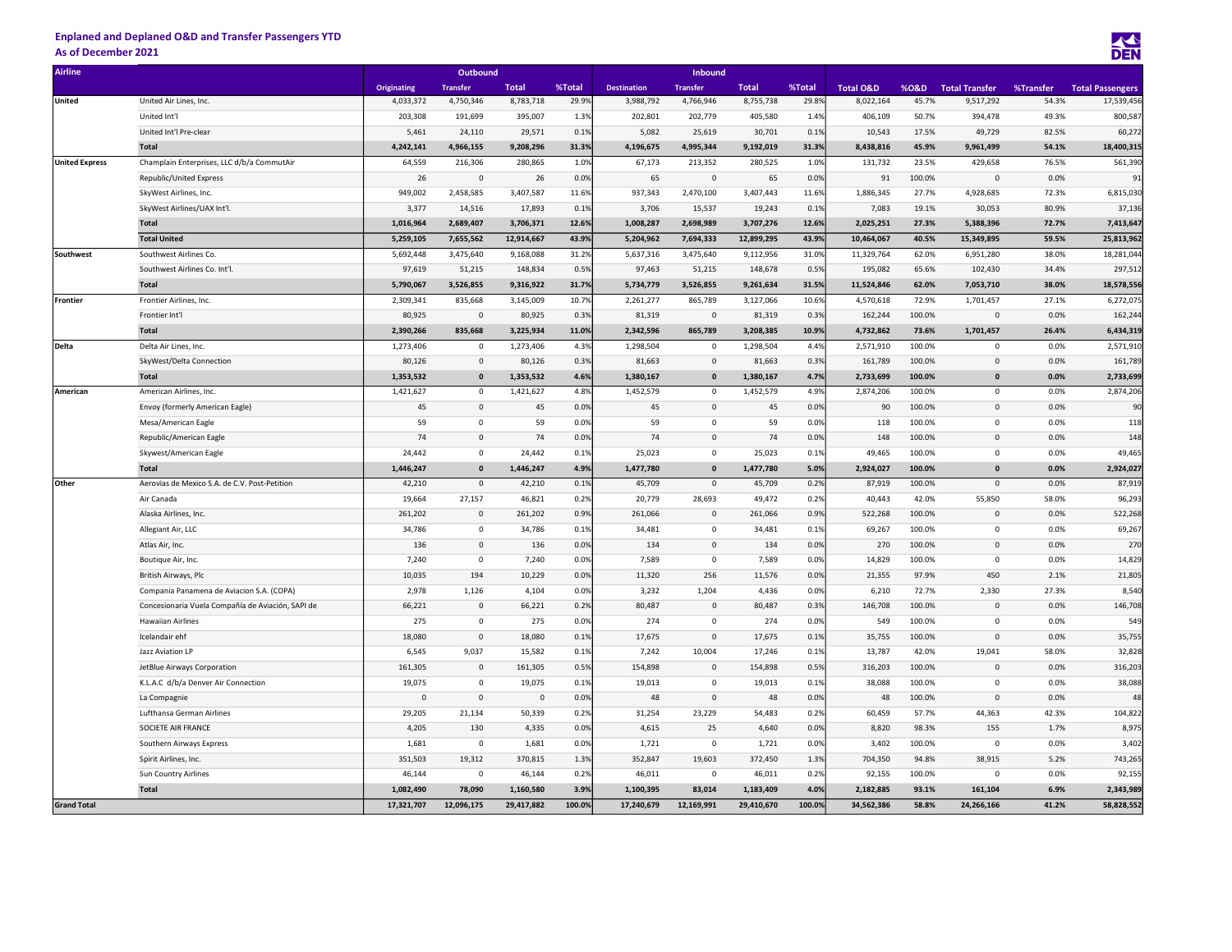**Enplaned and Deplaned O&D and Transfer Passengers YTD**
**As of December 2021**

DEN

| Airline | | Outbound | | | | Inbound | | | | | | | | |
|---|---|---|---|---|---|---|---|---|---|---|---|---|---|---|
| | | Originating | Transfer | Total | %Total | Destination | Transfer | Total | %Total | Total O&D | %O&D | Total Transfer | %Transfer | Total Passengers |
| United | United Air Lines, Inc. | 4,033,372 | 4,750,346 | 8,783,718 | 29.9% | 3,988,792 | 4,766,946 | 8,755,738 | 29.8% | 8,022,164 | 45.7% | 9,517,292 | 54.3% | 17,539,456 |
| | United Int'l | 203,308 | 191,699 | 395,007 | 1.3% | 202,801 | 202,779 | 405,580 | 1.4% | 406,109 | 50.7% | 394,478 | 49.3% | 800,587 |
| | United Int'l Pre-clear | 5,461 | 24,110 | 29,571 | 0.1% | 5,082 | 25,619 | 30,701 | 0.1% | 10,543 | 17.5% | 49,729 | 82.5% | 60,272 |
| | **Total** | **4,242,141** | **4,966,155** | **9,208,296** | **31.3%** | **4,196,675** | **4,995,344** | **9,192,019** | **31.3%** | **8,438,816** | **45.9%** | **9,961,499** | **54.1%** | **18,400,315** |
| United Express | Champlain Enterprises, LLC d/b/a CommutAir | 64,559 | 216,306 | 280,865 | 1.0% | 67,173 | 213,352 | 280,525 | 1.0% | 131,732 | 23.5% | 429,658 | 76.5% | 561,390 |
| | Republic/United Express | 26 | 0 | 26 | 0.0% | 65 | 0 | 65 | 0.0% | 91 | 100.0% | 0 | 0.0% | 91 |
| | SkyWest Airlines, Inc. | 949,002 | 2,458,585 | 3,407,587 | 11.6% | 937,343 | 2,470,100 | 3,407,443 | 11.6% | 1,886,345 | 27.7% | 4,928,685 | 72.3% | 6,815,030 |
| | SkyWest Airlines/UAX Int'l. | 3,377 | 14,516 | 17,893 | 0.1% | 3,706 | 15,537 | 19,243 | 0.1% | 7,083 | 19.1% | 30,053 | 80.9% | 37,136 |
| | **Total** | **1,016,964** | **2,689,407** | **3,706,371** | **12.6%** | **1,008,287** | **2,698,989** | **3,707,276** | **12.6%** | **2,025,251** | **27.3%** | **5,388,396** | **72.7%** | **7,413,647** |
| | **Total United** | **5,259,105** | **7,655,562** | **12,914,667** | **43.9%** | **5,204,962** | **7,694,333** | **12,899,295** | **43.9%** | **10,464,067** | **40.5%** | **15,349,895** | **59.5%** | **25,813,962** |
| Southwest | Southwest Airlines Co. | 5,692,448 | 3,475,640 | 9,168,088 | 31.2% | 5,637,316 | 3,475,640 | 9,112,956 | 31.0% | 11,329,764 | 62.0% | 6,951,280 | 38.0% | 18,281,044 |
| | Southwest Airlines Co. Int'l. | 97,619 | 51,215 | 148,834 | 0.5% | 97,463 | 51,215 | 148,678 | 0.5% | 195,082 | 65.6% | 102,430 | 34.4% | 297,512 |
| | **Total** | **5,790,067** | **3,526,855** | **9,316,922** | **31.7%** | **5,734,779** | **3,526,855** | **9,261,634** | **31.5%** | **11,524,846** | **62.0%** | **7,053,710** | **38.0%** | **18,578,556** |
| Frontier | Frontier Airlines, Inc. | 2,309,341 | 835,668 | 3,145,009 | 10.7% | 2,261,277 | 865,789 | 3,127,066 | 10.6% | 4,570,618 | 72.9% | 1,701,457 | 27.1% | 6,272,075 |
| | Frontier Int'l | 80,925 | 0 | 80,925 | 0.3% | 81,319 | 0 | 81,319 | 0.3% | 162,244 | 100.0% | 0 | 0.0% | 162,244 |
| | **Total** | **2,390,266** | **835,668** | **3,225,934** | **11.0%** | **2,342,596** | **865,789** | **3,208,385** | **10.9%** | **4,732,862** | **73.6%** | **1,701,457** | **26.4%** | **6,434,319** |
| Delta | Delta Air Lines, Inc. | 1,273,406 | 0 | 1,273,406 | 4.3% | 1,298,504 | 0 | 1,298,504 | 4.4% | 2,571,910 | 100.0% | 0 | 0.0% | 2,571,910 |
| | SkyWest/Delta Connection | 80,126 | 0 | 80,126 | 0.3% | 81,663 | 0 | 81,663 | 0.3% | 161,789 | 100.0% | 0 | 0.0% | 161,789 |
| | **Total** | **1,353,532** | **0** | **1,353,532** | **4.6%** | **1,380,167** | **0** | **1,380,167** | **4.7%** | **2,733,699** | **100.0%** | **0** | **0.0%** | **2,733,699** |
| American | American Airlines, Inc. | 1,421,627 | 0 | 1,421,627 | 4.8% | 1,452,579 | 0 | 1,452,579 | 4.9% | 2,874,206 | 100.0% | 0 | 0.0% | 2,874,206 |
| | Envoy (formerly American Eagle) | 45 | 0 | 45 | 0.0% | 45 | 0 | 45 | 0.0% | 90 | 100.0% | 0 | 0.0% | 90 |
| | Mesa/American Eagle | 59 | 0 | 59 | 0.0% | 59 | 0 | 59 | 0.0% | 118 | 100.0% | 0 | 0.0% | 118 |
| | Republic/American Eagle | 74 | 0 | 74 | 0.0% | 74 | 0 | 74 | 0.0% | 148 | 100.0% | 0 | 0.0% | 148 |
| | Skywest/American Eagle | 24,442 | 0 | 24,442 | 0.1% | 25,023 | 0 | 25,023 | 0.1% | 49,465 | 100.0% | 0 | 0.0% | 49,465 |
| | **Total** | **1,446,247** | **0** | **1,446,247** | **4.9%** | **1,477,780** | **0** | **1,477,780** | **5.0%** | **2,924,027** | **100.0%** | **0** | **0.0%** | **2,924,027** |
| Other | Aerovias de Mexico S.A. de C.V. Post-Petition | 42,210 | 0 | 42,210 | 0.1% | 45,709 | 0 | 45,709 | 0.2% | 87,919 | 100.0% | 0 | 0.0% | 87,919 |
| | Air Canada | 19,664 | 27,157 | 46,821 | 0.2% | 20,779 | 28,693 | 49,472 | 0.2% | 40,443 | 42.0% | 55,850 | 58.0% | 96,293 |
| | Alaska Airlines, Inc. | 261,202 | 0 | 261,202 | 0.9% | 261,066 | 0 | 261,066 | 0.9% | 522,268 | 100.0% | 0 | 0.0% | 522,268 |
| | Allegiant Air, LLC | 34,786 | 0 | 34,786 | 0.1% | 34,481 | 0 | 34,481 | 0.1% | 69,267 | 100.0% | 0 | 0.0% | 69,267 |
| | Atlas Air, Inc. | 136 | 0 | 136 | 0.0% | 134 | 0 | 134 | 0.0% | 270 | 100.0% | 0 | 0.0% | 270 |
| | Boutique Air, Inc. | 7,240 | 0 | 7,240 | 0.0% | 7,589 | 0 | 7,589 | 0.0% | 14,829 | 100.0% | 0 | 0.0% | 14,829 |
| | British Airways, Plc | 10,035 | 194 | 10,229 | 0.0% | 11,320 | 256 | 11,576 | 0.0% | 21,355 | 97.9% | 450 | 2.1% | 21,805 |
| | Compania Panamena de Aviacion S.A. (COPA) | 2,978 | 1,126 | 4,104 | 0.0% | 3,232 | 1,204 | 4,436 | 0.0% | 6,210 | 72.7% | 2,330 | 27.3% | 8,540 |
| | Concesionaria Vuela Compañía de Aviación, SAPI de | 66,221 | 0 | 66,221 | 0.2% | 80,487 | 0 | 80,487 | 0.3% | 146,708 | 100.0% | 0 | 0.0% | 146,708 |
| | Hawaiian Airlines | 275 | 0 | 275 | 0.0% | 274 | 0 | 274 | 0.0% | 549 | 100.0% | 0 | 0.0% | 549 |
| | Icelandair ehf | 18,080 | 0 | 18,080 | 0.1% | 17,675 | 0 | 17,675 | 0.1% | 35,755 | 100.0% | 0 | 0.0% | 35,755 |
| | Jazz Aviation LP | 6,545 | 9,037 | 15,582 | 0.1% | 7,242 | 10,004 | 17,246 | 0.1% | 13,787 | 42.0% | 19,041 | 58.0% | 32,828 |
| | JetBlue Airways Corporation | 161,305 | 0 | 161,305 | 0.5% | 154,898 | 0 | 154,898 | 0.5% | 316,203 | 100.0% | 0 | 0.0% | 316,203 |
| | K.L.A.C d/b/a Denver Air Connection | 19,075 | 0 | 19,075 | 0.1% | 19,013 | 0 | 19,013 | 0.1% | 38,088 | 100.0% | 0 | 0.0% | 38,088 |
| | La Compagnie | 0 | 0 | 0 | 0.0% | 48 | 0 | 48 | 0.0% | 48 | 100.0% | 0 | 0.0% | 48 |
| | Lufthansa German Airlines | 29,205 | 21,134 | 50,339 | 0.2% | 31,254 | 23,229 | 54,483 | 0.2% | 60,459 | 57.7% | 44,363 | 42.3% | 104,822 |
| | SOCIETE AIR FRANCE | 4,205 | 130 | 4,335 | 0.0% | 4,615 | 25 | 4,640 | 0.0% | 8,820 | 98.3% | 155 | 1.7% | 8,975 |
| | Southern Airways Express | 1,681 | 0 | 1,681 | 0.0% | 1,721 | 0 | 1,721 | 0.0% | 3,402 | 100.0% | 0 | 0.0% | 3,402 |
| | Spirit Airlines, Inc. | 351,503 | 19,312 | 370,815 | 1.3% | 352,847 | 19,603 | 372,450 | 1.3% | 704,350 | 94.8% | 38,915 | 5.2% | 743,265 |
| | Sun Country Airlines | 46,144 | 0 | 46,144 | 0.2% | 46,011 | 0 | 46,011 | 0.2% | 92,155 | 100.0% | 0 | 0.0% | 92,155 |
| | **Total** | **1,082,490** | **78,090** | **1,160,580** | **3.9%** | **1,100,395** | **83,014** | **1,183,409** | **4.0%** | **2,182,885** | **93.1%** | **161,104** | **6.9%** | **2,343,989** |
| **Grand Total** | | **17,321,707** | **12,096,175** | **29,417,882** | **100.0%** | **17,240,679** | **12,169,991** | **29,410,670** | **100.0%** | **34,562,386** | **58.8%** | **24,266,166** | **41.2%** | **58,828,552** |